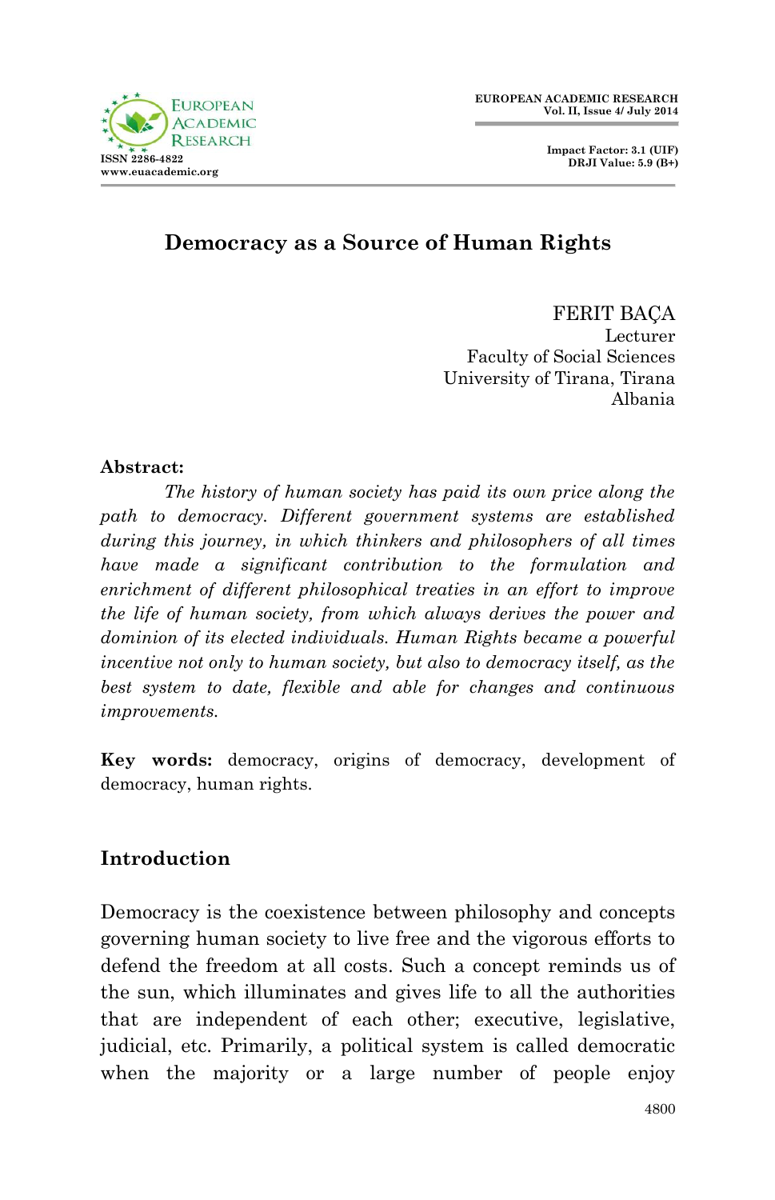# Democracy as a Source of Human Rights

FERIT BAÇA
Lecturer
Faculty of Social Sciences
University of Tirana, Tirana
Albania

**Abstract:**

*The history of human society has paid its own price along the path to democracy. Different government systems are established during this journey, in which thinkers and philosophers of all times have made a significant contribution to the formulation and enrichment of different philosophical treaties in an effort to improve the life of human society, from which always derives the power and dominion of its elected individuals. Human Rights became a powerful incentive not only to human society, but also to democracy itself, as the best system to date, flexible and able for changes and continuous improvements.*

**Key words:** democracy, origins of democracy, development of democracy, human rights.

## Introduction

Democracy is the coexistence between philosophy and concepts governing human society to live free and the vigorous efforts to defend the freedom at all costs. Such a concept reminds us of the sun, which illuminates and gives life to all the authorities that are independent of each other; executive, legislative, judicial, etc. Primarily, a political system is called democratic when the majority or a large number of people enjoy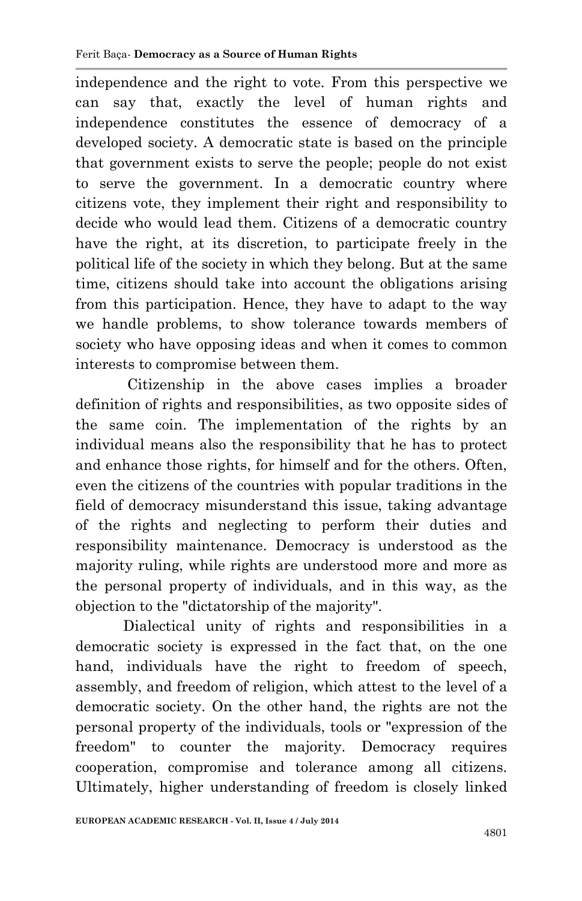independence and the right to vote. From this perspective we can say that, exactly the level of human rights and independence constitutes the essence of democracy of a developed society. A democratic state is based on the principle that government exists to serve the people; people do not exist to serve the government. In a democratic country where citizens vote, they implement their right and responsibility to decide who would lead them. Citizens of a democratic country have the right, at its discretion, to participate freely in the political life of the society in which they belong. But at the same time, citizens should take into account the obligations arising from this participation. Hence, they have to adapt to the way we handle problems, to show tolerance towards members of society who have opposing ideas and when it comes to common interests to compromise between them.

Citizenship in the above cases implies a broader definition of rights and responsibilities, as two opposite sides of the same coin. The implementation of the rights by an individual means also the responsibility that he has to protect and enhance those rights, for himself and for the others. Often, even the citizens of the countries with popular traditions in the field of democracy misunderstand this issue, taking advantage of the rights and neglecting to perform their duties and responsibility maintenance. Democracy is understood as the majority ruling, while rights are understood more and more as the personal property of individuals, and in this way, as the objection to the "dictatorship of the majority".

Dialectical unity of rights and responsibilities in a democratic society is expressed in the fact that, on the one hand, individuals have the right to freedom of speech, assembly, and freedom of religion, which attest to the level of a democratic society. On the other hand, the rights are not the personal property of the individuals, tools or "expression of the freedom" to counter the majority. Democracy requires cooperation, compromise and tolerance among all citizens. Ultimately, higher understanding of freedom is closely linked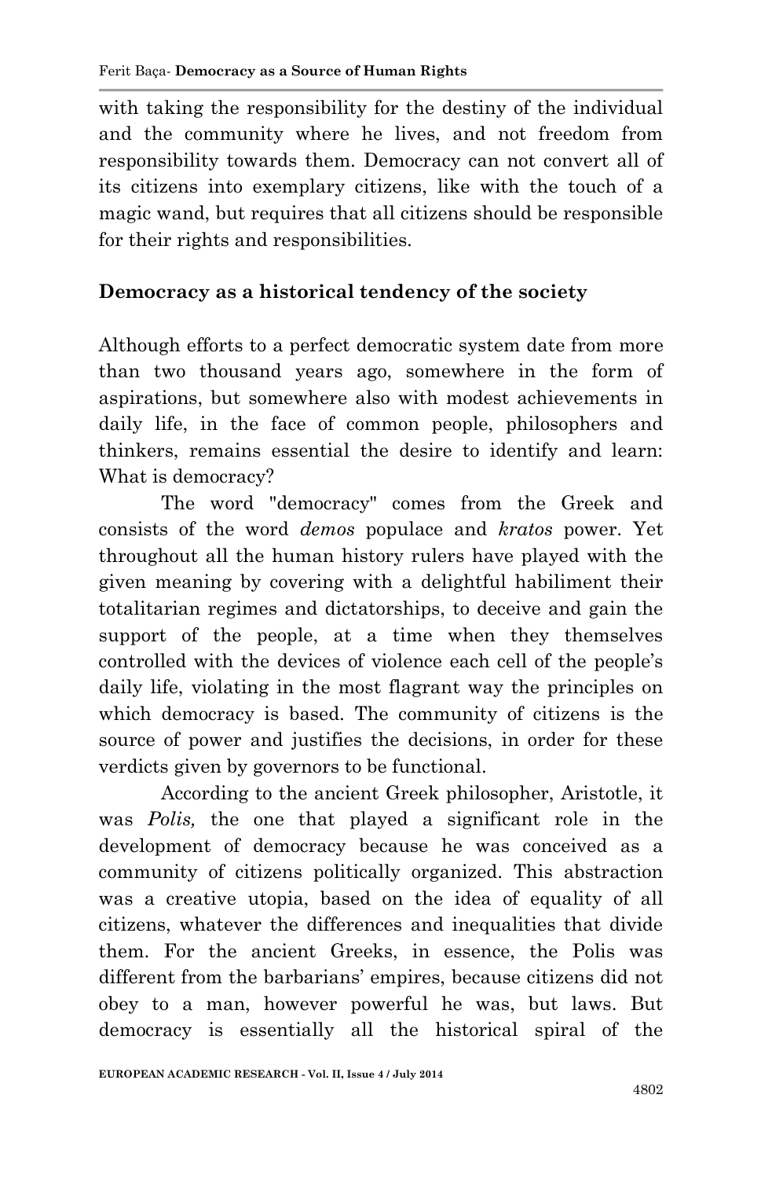with taking the responsibility for the destiny of the individual and the community where he lives, and not freedom from responsibility towards them. Democracy can not convert all of its citizens into exemplary citizens, like with the touch of a magic wand, but requires that all citizens should be responsible for their rights and responsibilities.

## Democracy as a historical tendency of the society

Although efforts to a perfect democratic system date from more than two thousand years ago, somewhere in the form of aspirations, but somewhere also with modest achievements in daily life, in the face of common people, philosophers and thinkers, remains essential the desire to identify and learn: What is democracy?

The word "democracy" comes from the Greek and consists of the word *demos* populace and *kratos* power. Yet throughout all the human history rulers have played with the given meaning by covering with a delightful habiliment their totalitarian regimes and dictatorships, to deceive and gain the support of the people, at a time when they themselves controlled with the devices of violence each cell of the people's daily life, violating in the most flagrant way the principles on which democracy is based. The community of citizens is the source of power and justifies the decisions, in order for these verdicts given by governors to be functional.

According to the ancient Greek philosopher, Aristotle, it was *Polis,* the one that played a significant role in the development of democracy because he was conceived as a community of citizens politically organized. This abstraction was a creative utopia, based on the idea of equality of all citizens, whatever the differences and inequalities that divide them. For the ancient Greeks, in essence, the Polis was different from the barbarians' empires, because citizens did not obey to a man, however powerful he was, but laws. But democracy is essentially all the historical spiral of the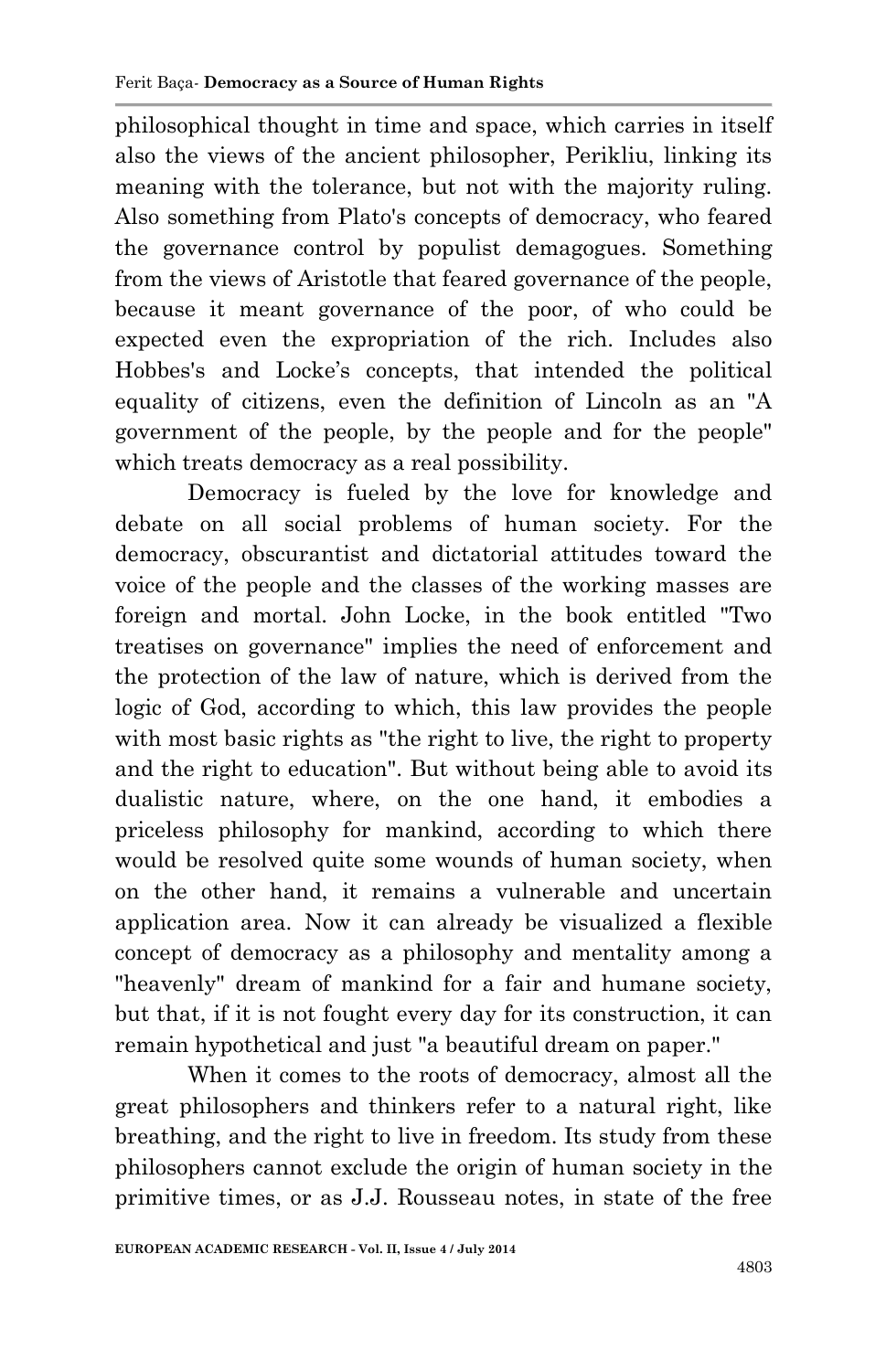philosophical thought in time and space, which carries in itself also the views of the ancient philosopher, Perikliu, linking its meaning with the tolerance, but not with the majority ruling. Also something from Plato's concepts of democracy, who feared the governance control by populist demagogues. Something from the views of Aristotle that feared governance of the people, because it meant governance of the poor, of who could be expected even the expropriation of the rich. Includes also Hobbes's and Locke's concepts, that intended the political equality of citizens, even the definition of Lincoln as an "A government of the people, by the people and for the people" which treats democracy as a real possibility.

Democracy is fueled by the love for knowledge and debate on all social problems of human society. For the democracy, obscurantist and dictatorial attitudes toward the voice of the people and the classes of the working masses are foreign and mortal. John Locke, in the book entitled "Two treatises on governance" implies the need of enforcement and the protection of the law of nature, which is derived from the logic of God, according to which, this law provides the people with most basic rights as "the right to live, the right to property and the right to education". But without being able to avoid its dualistic nature, where, on the one hand, it embodies a priceless philosophy for mankind, according to which there would be resolved quite some wounds of human society, when on the other hand, it remains a vulnerable and uncertain application area. Now it can already be visualized a flexible concept of democracy as a philosophy and mentality among a "heavenly" dream of mankind for a fair and humane society, but that, if it is not fought every day for its construction, it can remain hypothetical and just "a beautiful dream on paper."

When it comes to the roots of democracy, almost all the great philosophers and thinkers refer to a natural right, like breathing, and the right to live in freedom. Its study from these philosophers cannot exclude the origin of human society in the primitive times, or as J.J. Rousseau notes, in state of the free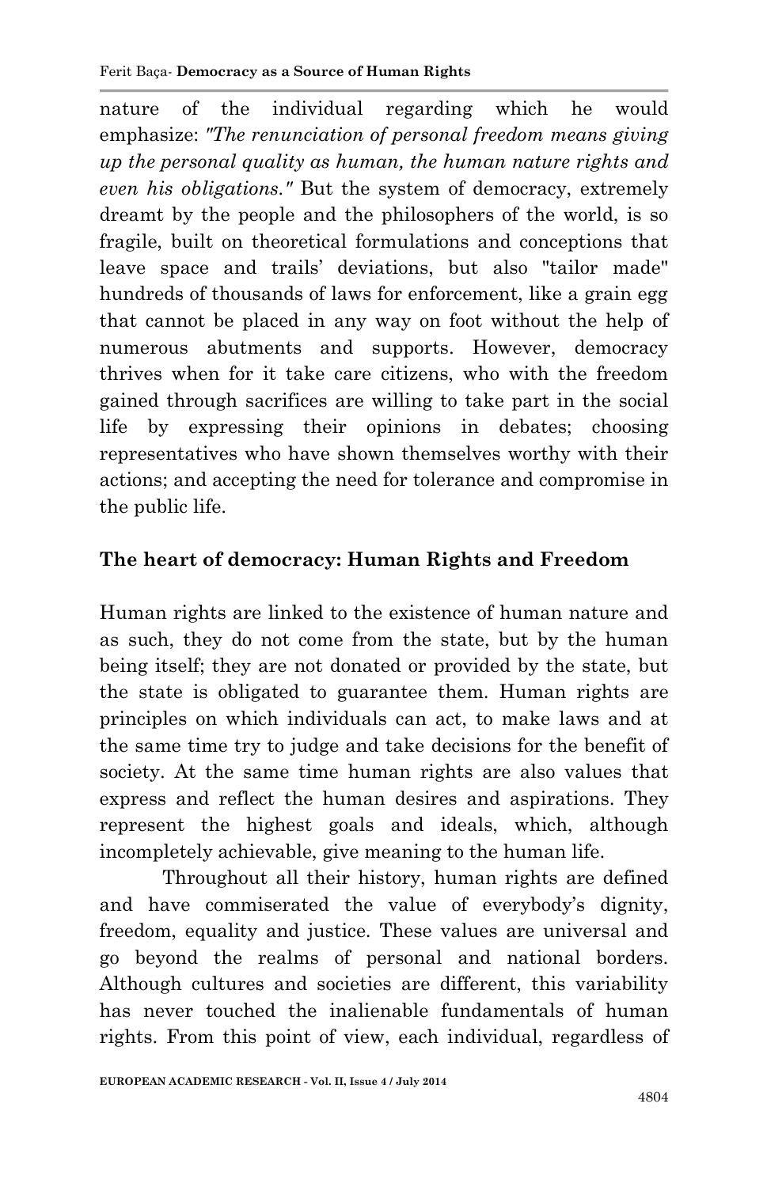nature of the individual regarding which he would emphasize: *"The renunciation of personal freedom means giving up the personal quality as human, the human nature rights and even his obligations."* But the system of democracy, extremely dreamt by the people and the philosophers of the world, is so fragile, built on theoretical formulations and conceptions that leave space and trails' deviations, but also "tailor made" hundreds of thousands of laws for enforcement, like a grain egg that cannot be placed in any way on foot without the help of numerous abutments and supports. However, democracy thrives when for it take care citizens, who with the freedom gained through sacrifices are willing to take part in the social life by expressing their opinions in debates; choosing representatives who have shown themselves worthy with their actions; and accepting the need for tolerance and compromise in the public life.

## The heart of democracy: Human Rights and Freedom

Human rights are linked to the existence of human nature and as such, they do not come from the state, but by the human being itself; they are not donated or provided by the state, but the state is obligated to guarantee them. Human rights are principles on which individuals can act, to make laws and at the same time try to judge and take decisions for the benefit of society. At the same time human rights are also values that express and reflect the human desires and aspirations. They represent the highest goals and ideals, which, although incompletely achievable, give meaning to the human life.

Throughout all their history, human rights are defined and have commiserated the value of everybody's dignity, freedom, equality and justice. These values are universal and go beyond the realms of personal and national borders. Although cultures and societies are different, this variability has never touched the inalienable fundamentals of human rights. From this point of view, each individual, regardless of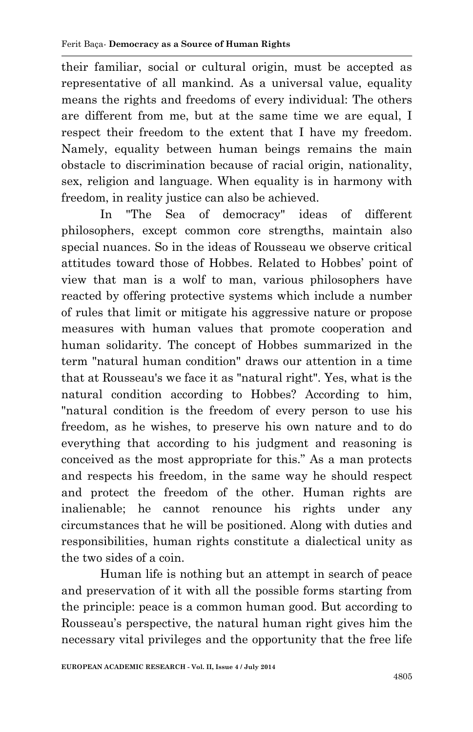their familiar, social or cultural origin, must be accepted as representative of all mankind. As a universal value, equality means the rights and freedoms of every individual: The others are different from me, but at the same time we are equal, I respect their freedom to the extent that I have my freedom. Namely, equality between human beings remains the main obstacle to discrimination because of racial origin, nationality, sex, religion and language. When equality is in harmony with freedom, in reality justice can also be achieved.

In "The Sea of democracy" ideas of different philosophers, except common core strengths, maintain also special nuances. So in the ideas of Rousseau we observe critical attitudes toward those of Hobbes. Related to Hobbes' point of view that man is a wolf to man, various philosophers have reacted by offering protective systems which include a number of rules that limit or mitigate his aggressive nature or propose measures with human values that promote cooperation and human solidarity. The concept of Hobbes summarized in the term "natural human condition" draws our attention in a time that at Rousseau's we face it as "natural right". Yes, what is the natural condition according to Hobbes? According to him, "natural condition is the freedom of every person to use his freedom, as he wishes, to preserve his own nature and to do everything that according to his judgment and reasoning is conceived as the most appropriate for this." As a man protects and respects his freedom, in the same way he should respect and protect the freedom of the other. Human rights are inalienable; he cannot renounce his rights under any circumstances that he will be positioned. Along with duties and responsibilities, human rights constitute a dialectical unity as the two sides of a coin.

Human life is nothing but an attempt in search of peace and preservation of it with all the possible forms starting from the principle: peace is a common human good. But according to Rousseau's perspective, the natural human right gives him the necessary vital privileges and the opportunity that the free life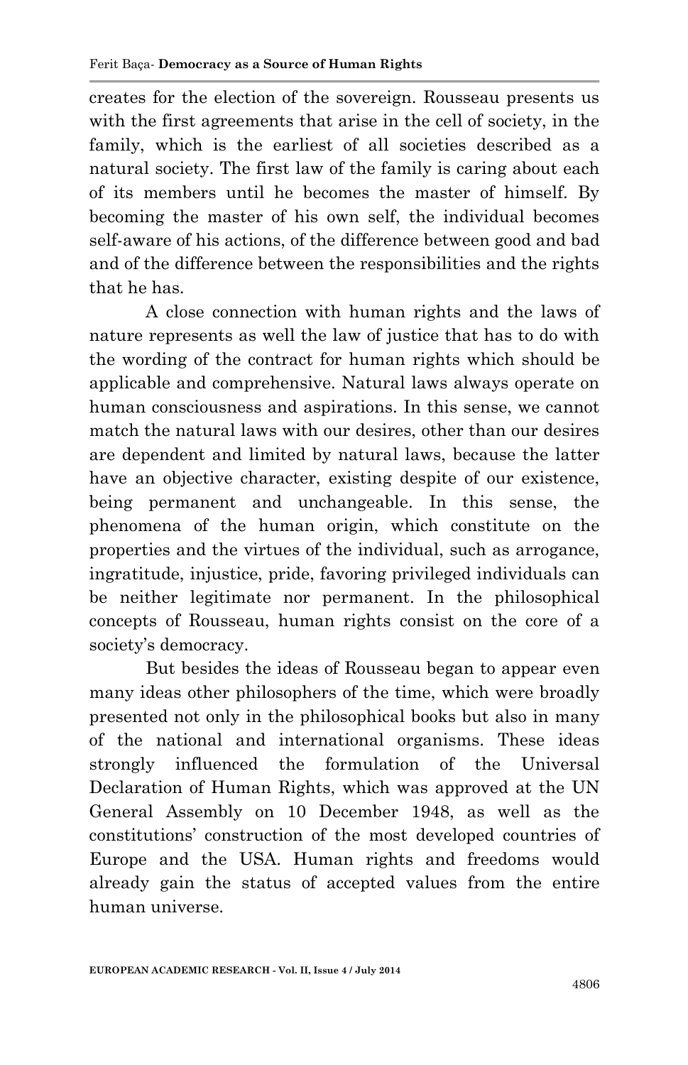creates for the election of the sovereign. Rousseau presents us with the first agreements that arise in the cell of society, in the family, which is the earliest of all societies described as a natural society. The first law of the family is caring about each of its members until he becomes the master of himself. By becoming the master of his own self, the individual becomes self-aware of his actions, of the difference between good and bad and of the difference between the responsibilities and the rights that he has.

A close connection with human rights and the laws of nature represents as well the law of justice that has to do with the wording of the contract for human rights which should be applicable and comprehensive. Natural laws always operate on human consciousness and aspirations. In this sense, we cannot match the natural laws with our desires, other than our desires are dependent and limited by natural laws, because the latter have an objective character, existing despite of our existence, being permanent and unchangeable. In this sense, the phenomena of the human origin, which constitute on the properties and the virtues of the individual, such as arrogance, ingratitude, injustice, pride, favoring privileged individuals can be neither legitimate nor permanent. In the philosophical concepts of Rousseau, human rights consist on the core of a society's democracy.

But besides the ideas of Rousseau began to appear even many ideas other philosophers of the time, which were broadly presented not only in the philosophical books but also in many of the national and international organisms. These ideas strongly influenced the formulation of the Universal Declaration of Human Rights, which was approved at the UN General Assembly on 10 December 1948, as well as the constitutions' construction of the most developed countries of Europe and the USA. Human rights and freedoms would already gain the status of accepted values from the entire human universe.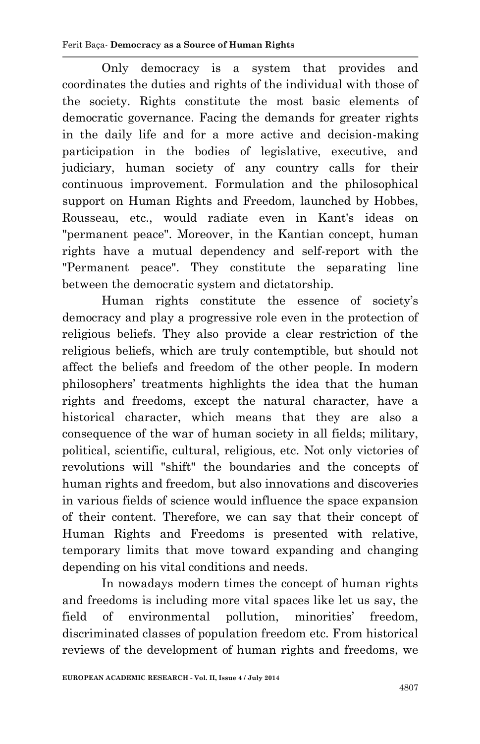Only democracy is a system that provides and coordinates the duties and rights of the individual with those of the society. Rights constitute the most basic elements of democratic governance. Facing the demands for greater rights in the daily life and for a more active and decision-making participation in the bodies of legislative, executive, and judiciary, human society of any country calls for their continuous improvement. Formulation and the philosophical support on Human Rights and Freedom, launched by Hobbes, Rousseau, etc., would radiate even in Kant's ideas on "permanent peace". Moreover, in the Kantian concept, human rights have a mutual dependency and self-report with the "Permanent peace". They constitute the separating line between the democratic system and dictatorship.

Human rights constitute the essence of society's democracy and play a progressive role even in the protection of religious beliefs. They also provide a clear restriction of the religious beliefs, which are truly contemptible, but should not affect the beliefs and freedom of the other people. In modern philosophers' treatments highlights the idea that the human rights and freedoms, except the natural character, have a historical character, which means that they are also a consequence of the war of human society in all fields; military, political, scientific, cultural, religious, etc. Not only victories of revolutions will "shift" the boundaries and the concepts of human rights and freedom, but also innovations and discoveries in various fields of science would influence the space expansion of their content. Therefore, we can say that their concept of Human Rights and Freedoms is presented with relative, temporary limits that move toward expanding and changing depending on his vital conditions and needs.

In nowadays modern times the concept of human rights and freedoms is including more vital spaces like let us say, the field of environmental pollution, minorities' freedom, discriminated classes of population freedom etc. From historical reviews of the development of human rights and freedoms, we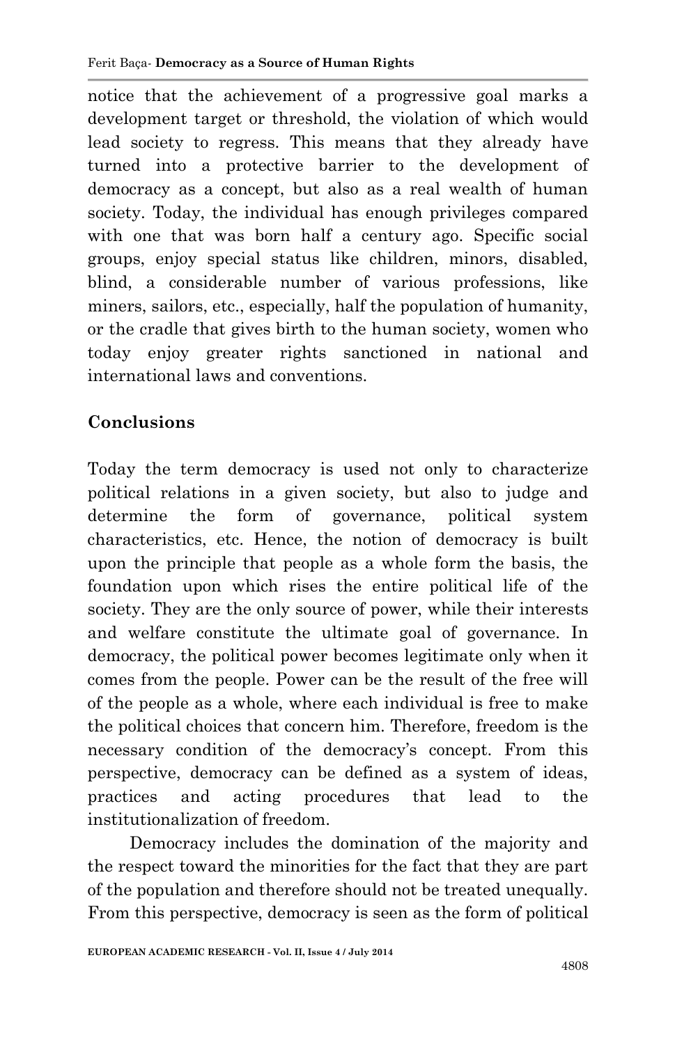notice that the achievement of a progressive goal marks a development target or threshold, the violation of which would lead society to regress. This means that they already have turned into a protective barrier to the development of democracy as a concept, but also as a real wealth of human society. Today, the individual has enough privileges compared with one that was born half a century ago. Specific social groups, enjoy special status like children, minors, disabled, blind, a considerable number of various professions, like miners, sailors, etc., especially, half the population of humanity, or the cradle that gives birth to the human society, women who today enjoy greater rights sanctioned in national and international laws and conventions.

## Conclusions

Today the term democracy is used not only to characterize political relations in a given society, but also to judge and determine the form of governance, political system characteristics, etc. Hence, the notion of democracy is built upon the principle that people as a whole form the basis, the foundation upon which rises the entire political life of the society. They are the only source of power, while their interests and welfare constitute the ultimate goal of governance. In democracy, the political power becomes legitimate only when it comes from the people. Power can be the result of the free will of the people as a whole, where each individual is free to make the political choices that concern him. Therefore, freedom is the necessary condition of the democracy's concept. From this perspective, democracy can be defined as a system of ideas, practices and acting procedures that lead to the institutionalization of freedom.

Democracy includes the domination of the majority and the respect toward the minorities for the fact that they are part of the population and therefore should not be treated unequally. From this perspective, democracy is seen as the form of political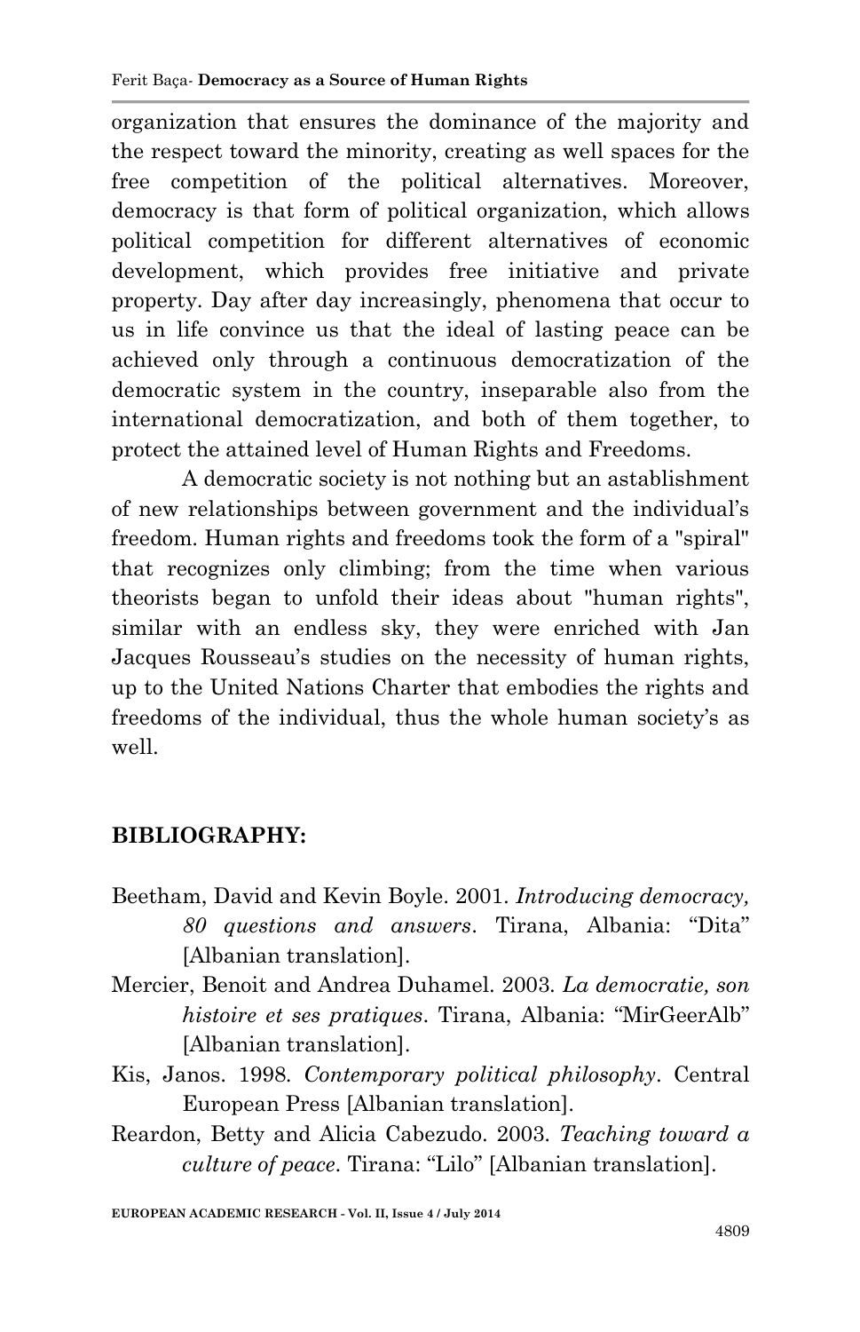organization that ensures the dominance of the majority and the respect toward the minority, creating as well spaces for the free competition of the political alternatives. Moreover, democracy is that form of political organization, which allows political competition for different alternatives of economic development, which provides free initiative and private property. Day after day increasingly, phenomena that occur to us in life convince us that the ideal of lasting peace can be achieved only through a continuous democratization of the democratic system in the country, inseparable also from the international democratization, and both of them together, to protect the attained level of Human Rights and Freedoms.

A democratic society is not nothing but an astablishment of new relationships between government and the individual's freedom. Human rights and freedoms took the form of a "spiral" that recognizes only climbing; from the time when various theorists began to unfold their ideas about "human rights", similar with an endless sky, they were enriched with Jan Jacques Rousseau's studies on the necessity of human rights, up to the United Nations Charter that embodies the rights and freedoms of the individual, thus the whole human society's as well.

## BIBLIOGRAPHY:

Beetham, David and Kevin Boyle. 2001. *Introducing democracy, 80 questions and answers*. Tirana, Albania: "Dita" [Albanian translation].

Mercier, Benoit and Andrea Duhamel. 2003. *La democratie, son histoire et ses pratiques*. Tirana, Albania: "MirGeerAlb" [Albanian translation].

Kis, Janos. 1998. *Contemporary political philosophy*. Central European Press [Albanian translation].

Reardon, Betty and Alicia Cabezudo. 2003. *Teaching toward a culture of peace*. Tirana: "Lilo" [Albanian translation].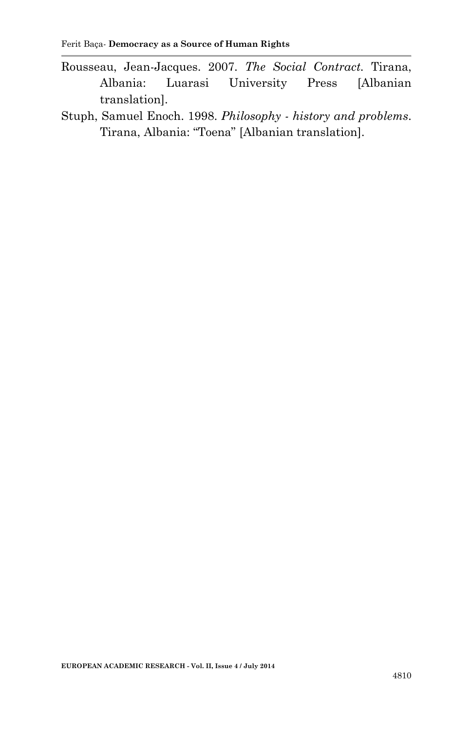Rousseau, Jean-Jacques. 2007. *The Social Contract*. Tirana, Albania: Luarasi University Press [Albanian translation].

Stuph, Samuel Enoch. 1998. *Philosophy - history and problems*. Tirana, Albania: "Toena" [Albanian translation].